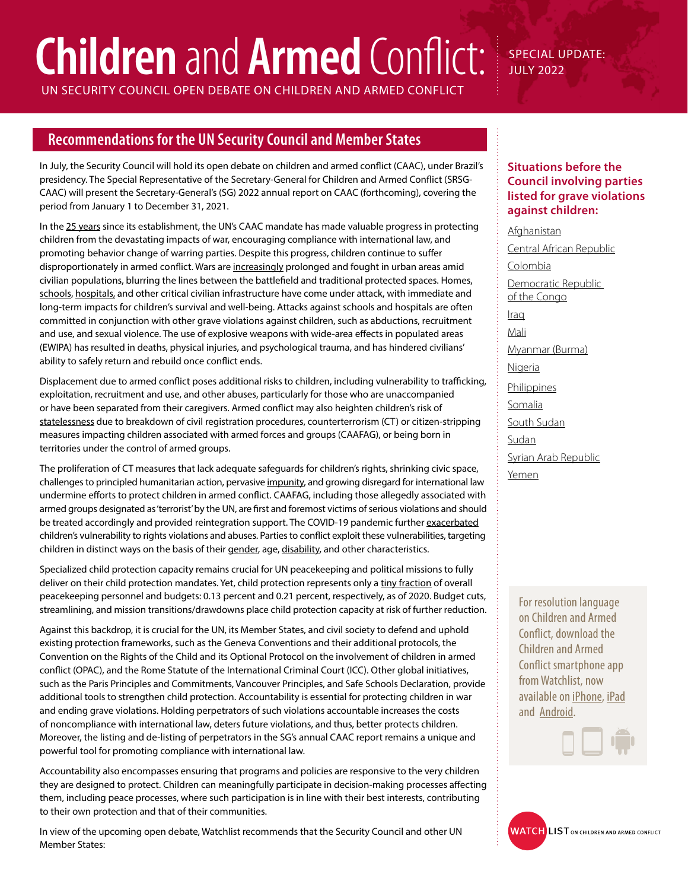# **Children** and **Armed** Conflict:

UN SECURITY COUNCIL OPEN DEBATE ON CHILDREN AND ARMED CONFLICT

SPECIAL UPDATE: JULY 2022

## Recommendations for the UN Security Council and Member States

In July, the Security Council will hold its open debate on children and armed conflict (CAAC), under Brazil's presidency. The Special Representative of the Secretary-General for Children and Armed Conflict (SRSG-CAAC) will present the Secretary-General's (SG) 2022 annual report on CAAC (forthcoming), covering the period from January 1 to December 31, 2021.

In the 25 years since its establishment, the UN's CAAC mandate has made valuable progress in protecting children from the devastating impacts of war, encouraging compliance with international law, and promoting behavior change of warring parties. Despite this progress, children continue to suffer disproportionately in armed conflict. Wars are increasingly prolonged and fought in urban areas amid civilian populations, blurring the lines between the battlefield and traditional protected spaces. Homes, schools, hospitals, and other critical civilian infrastructure have come under attack, with immediate and long-term impacts for children's survival and well-being. Attacks against schools and hospitals are often committed in conjunction with other grave violations against children, such as abductions, recruitment and use, and sexual violence. The use of explosive weapons with wide-area effects in populated areas (EWIPA) has resulted in deaths, physical injuries, and psychological trauma, and has hindered civilians' ability to safely return and rebuild once conflict ends.

Displacement due to armed conflict poses additional risks to children, including vulnerability to trafficking, exploitation, recruitment and use, and other abuses, particularly for those who are unaccompanied or have been separated from their caregivers. Armed conflict may also heighten children's risk of statelessness due to breakdown of civil registration procedures, counterterrorism (CT) or citizen-stripping measures impacting children associated with armed forces and groups (CAAFAG), or being born in territories under the control of armed groups.

The proliferation of CT measures that lack adequate safeguards for children's rights, shrinking civic space, challenges to principled humanitarian action, pervasive impunity, and growing disregard for international law undermine efforts to protect children in armed conflict. CAAFAG, including those allegedly associated with armed groups designated as 'terrorist' by the UN, are first and foremost victims of serious violations and should be treated accordingly and provided reintegration support. The COVID-19 pandemic further exacerbated children's vulnerability to rights violations and abuses. Parties to conflict exploit these vulnerabilities, targeting children in distinct ways on the basis of their gender, age, disability, and other characteristics.

Specialized child protection capacity remains crucial for UN peacekeeping and political missions to fully deliver on their child protection mandates. Yet, child protection represents only a tiny fraction of overall peacekeeping personnel and budgets: 0.13 percent and 0.21 percent, respectively, as of 2020. Budget cuts, streamlining, and mission transitions/drawdowns place child protection capacity at risk of further reduction.

Against this backdrop, it is crucial for the UN, its Member States, and civil society to defend and uphold existing protection frameworks, such as the Geneva Conventions and their additional protocols, the Convention on the Rights of the Child and its Optional Protocol on the involvement of children in armed conflict (OPAC), and the Rome Statute of the International Criminal Court (ICC). Other global initiatives, such as the Paris Principles and Commitments, Vancouver Principles, and Safe Schools Declaration, provide additional tools to strengthen child protection. Accountability is essential for protecting children in war and ending grave violations. Holding perpetrators of such violations accountable increases the costs of noncompliance with international law, deters future violations, and thus, better protects children. Moreover, the listing and de-listing of perpetrators in the SG's annual CAAC report remains a unique and powerful tool for promoting compliance with international law.

Accountability also encompasses ensuring that programs and policies are responsive to the very children they are designed to protect. Children can meaningfully participate in decision-making processes affecting them, including peace processes, where such participation is in line with their best interests, contributing to their own protection and that of their communities.

In view of the upcoming open debate, Watchlist recommends that the Security Council and other UN Member States:

### Situations before the Council involving parties listed for grave violations against children:

- Afghanistan
- Central African Republic
- Colombia
- Democratic Republic of the Congo
- Iraq
- Mali
- Myanmar (Burma)
- Nigeria
- Philippines
- Somalia
- South Sudan
- Sudan
- Syrian Arab Republic
- Yemen

For resolution language on Children and Armed Conflict, download the Children and Armed Conflict smartphone app from Watchlist, now available on iPhone, iPad and Android.

WATCHLIST ON CHILDREN AND ARMED CONFLICT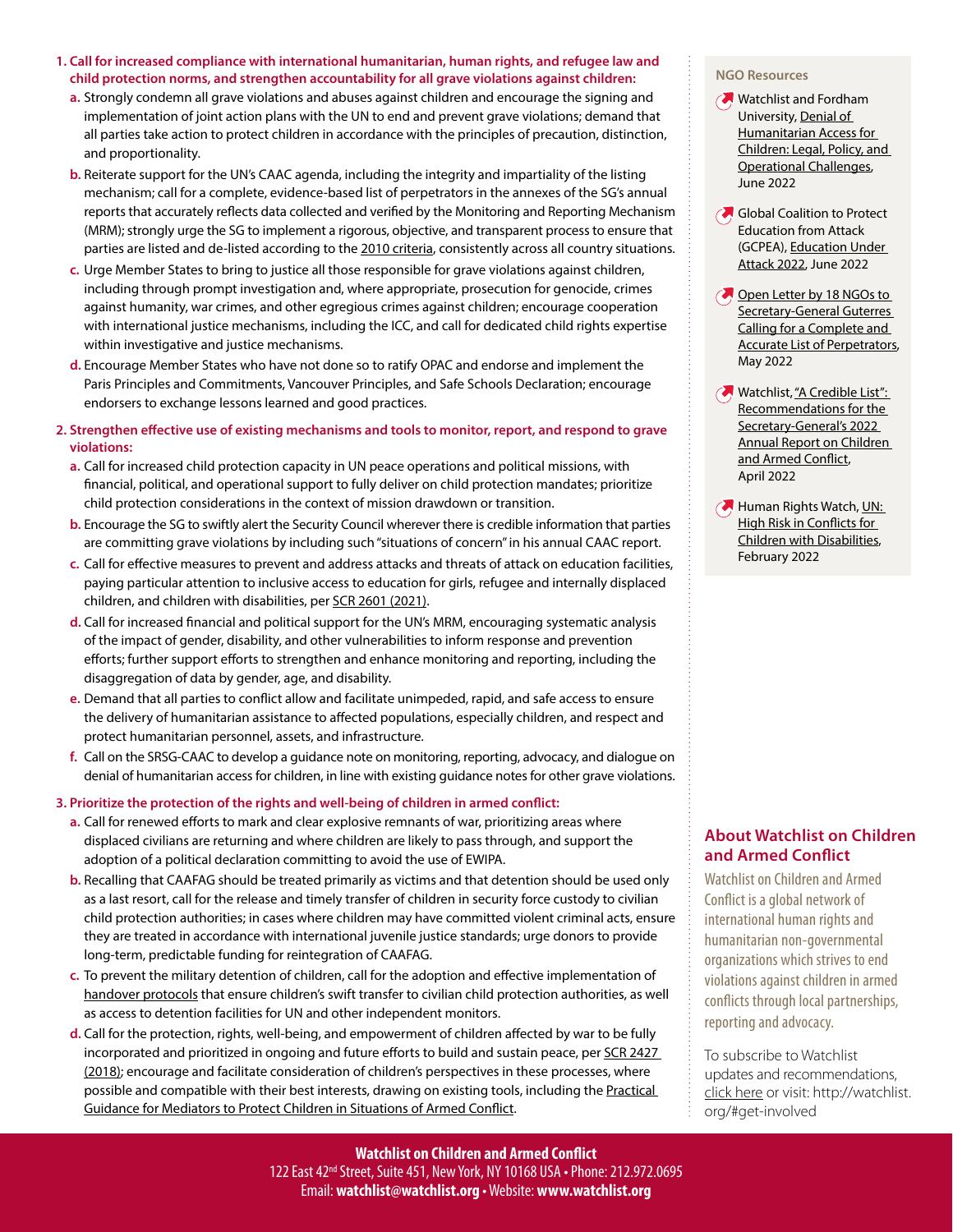1. **Call for increased compliance with international humanitarian, human rights, and refugee law and child protection norms, and strengthen accountability for all grave violations against children:**
   a. Strongly condemn all grave violations and abuses against children and encourage the signing and implementation of joint action plans with the UN to end and prevent grave violations; demand that all parties take action to protect children in accordance with the principles of precaution, distinction, and proportionality.
   b. Reiterate support for the UN's CAAC agenda, including the integrity and impartiality of the listing mechanism; call for a complete, evidence-based list of perpetrators in the annexes of the SG's annual reports that accurately reflects data collected and verified by the Monitoring and Reporting Mechanism (MRM); strongly urge the SG to implement a rigorous, objective, and transparent process to ensure that parties are listed and de-listed according to the 2010 criteria, consistently across all country situations.
   c. Urge Member States to bring to justice all those responsible for grave violations against children, including through prompt investigation and, where appropriate, prosecution for genocide, crimes against humanity, war crimes, and other egregious crimes against children; encourage cooperation with international justice mechanisms, including the ICC, and call for dedicated child rights expertise within investigative and justice mechanisms.
   d. Encourage Member States who have not done so to ratify OPAC and endorse and implement the Paris Principles and Commitments, Vancouver Principles, and Safe Schools Declaration; encourage endorsers to exchange lessons learned and good practices.

2. **Strengthen effective use of existing mechanisms and tools to monitor, report, and respond to grave violations:**
   a. Call for increased child protection capacity in UN peace operations and political missions, with financial, political, and operational support to fully deliver on child protection mandates; prioritize child protection considerations in the context of mission drawdown or transition.
   b. Encourage the SG to swiftly alert the Security Council wherever there is credible information that parties are committing grave violations by including such "situations of concern" in his annual CAAC report.
   c. Call for effective measures to prevent and address attacks and threats of attack on education facilities, paying particular attention to inclusive access to education for girls, refugee and internally displaced children, and children with disabilities, per SCR 2601 (2021).
   d. Call for increased financial and political support for the UN's MRM, encouraging systematic analysis of the impact of gender, disability, and other vulnerabilities to inform response and prevention efforts; further support efforts to strengthen and enhance monitoring and reporting, including the disaggregation of data by gender, age, and disability.
   e. Demand that all parties to conflict allow and facilitate unimpeded, rapid, and safe access to ensure the delivery of humanitarian assistance to affected populations, especially children, and respect and protect humanitarian personnel, assets, and infrastructure.
   f. Call on the SRSG-CAAC to develop a guidance note on monitoring, reporting, advocacy, and dialogue on denial of humanitarian access for children, in line with existing guidance notes for other grave violations.

3. **Prioritize the protection of the rights and well-being of children in armed conflict:**
   a. Call for renewed efforts to mark and clear explosive remnants of war, prioritizing areas where displaced civilians are returning and where children are likely to pass through, and support the adoption of a political declaration committing to avoid the use of EWIPA.
   b. Recalling that CAAFAG should be treated primarily as victims and that detention should be used only as a last resort, call for the release and timely transfer of children in security force custody to civilian child protection authorities; in cases where children may have committed violent criminal acts, ensure they are treated in accordance with international juvenile justice standards; urge donors to provide long-term, predictable funding for reintegration of CAAFAG.
   c. To prevent the military detention of children, call for the adoption and effective implementation of handover protocols that ensure children's swift transfer to civilian child protection authorities, as well as access to detention facilities for UN and other independent monitors.
   d. Call for the protection, rights, well-being, and empowerment of children affected by war to be fully incorporated and prioritized in ongoing and future efforts to build and sustain peace, per SCR 2427 (2018); encourage and facilitate consideration of children's perspectives in these processes, where possible and compatible with their best interests, drawing on existing tools, including the Practical Guidance for Mediators to Protect Children in Situations of Armed Conflict.

### NGO Resources

- Watchlist and Fordham University, Denial of Humanitarian Access for Children: Legal, Policy, and Operational Challenges, June 2022
- Global Coalition to Protect Education from Attack (GCPEA), Education Under Attack 2022, June 2022
- Open Letter by 18 NGOs to Secretary-General Guterres Calling for a Complete and Accurate List of Perpetrators, May 2022
- Watchlist, "A Credible List": Recommendations for the Secretary-General's 2022 Annual Report on Children and Armed Conflict, April 2022
- Human Rights Watch, UN: High Risk in Conflicts for Children with Disabilities, February 2022

## About Watchlist on Children and Armed Conflict

Watchlist on Children and Armed Conflict is a global network of international human rights and humanitarian non-governmental organizations which strives to end violations against children in armed conflicts through local partnerships, reporting and advocacy.

To subscribe to Watchlist updates and recommendations, click here or visit: http://watchlist.org/#get-involved

**Watchlist on Children and Armed Conflict**
122 East 42nd Street, Suite 451, New York, NY 10168 USA • Phone: 212.972.0695
Email: **watchlist@watchlist.org** • Website: **www.watchlist.org**